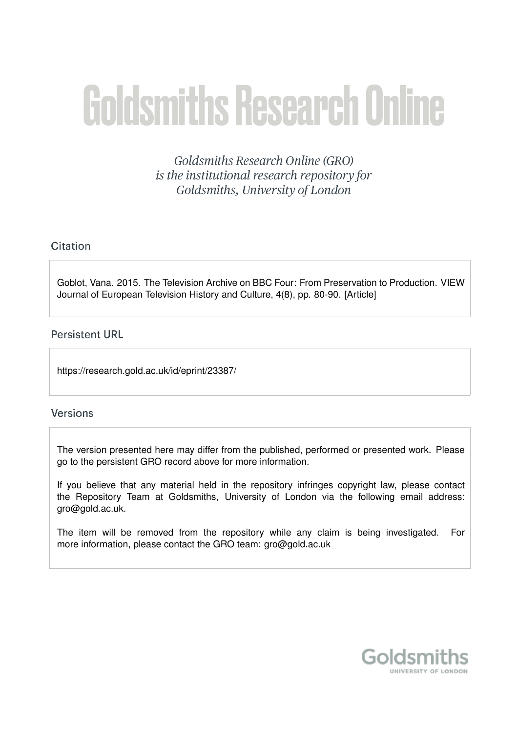# Goldsmiths Research Online

*Goldsmiths Research Online (GRO) is the institutional research repository for Goldsmiths, University of London*

## Citation

Goblot, Vana. 2015. The Television Archive on BBC Four: From Preservation to Production. VIEW Journal of European Television History and Culture, 4(8), pp. 80-90. [Article]

## Persistent URL

https://research.gold.ac.uk/id/eprint/23387/

## Versions

The version presented here may differ from the published, performed or presented work. Please go to the persistent GRO record above for more information.

If you believe that any material held in the repository infringes copyright law, please contact the Repository Team at Goldsmiths, University of London via the following email address: gro@gold.ac.uk.

The item will be removed from the repository while any claim is being investigated. For more information, please contact the GRO team: gro@gold.ac.uk

Goldsmiths
UNIVERSITY OF LONDON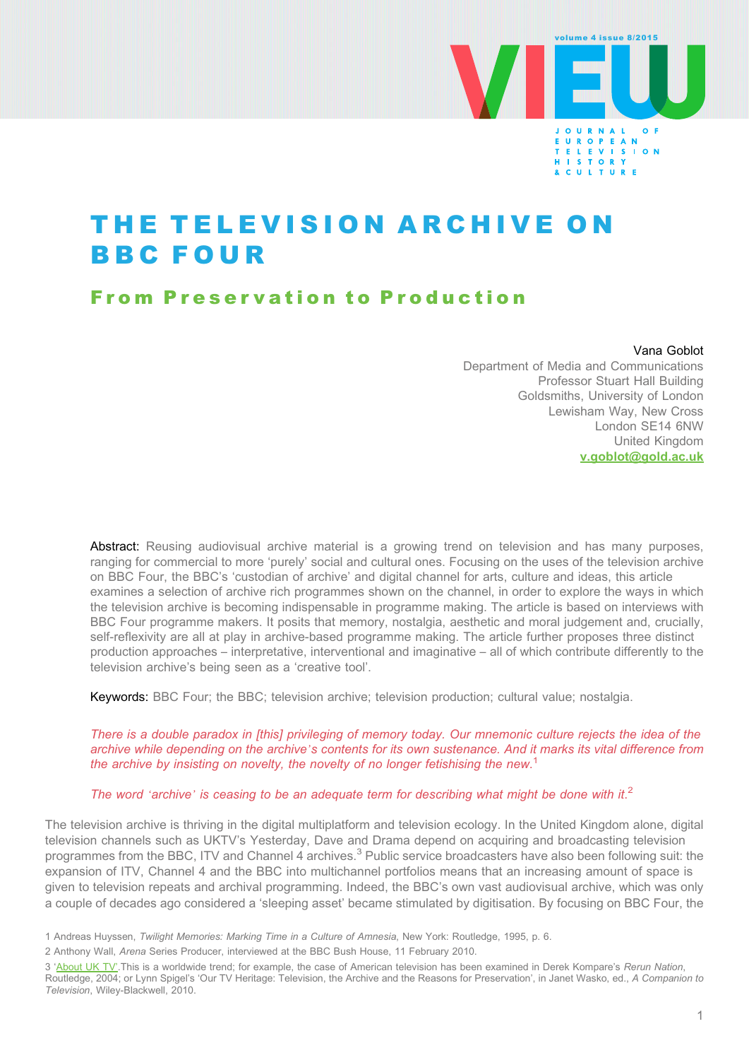# THE TELEVISION ARCHIVE ON BBC FOUR

## From Preservation to Production

Vana Goblot
Department of Media and Communications
Professor Stuart Hall Building
Goldsmiths, University of London
Lewisham Way, New Cross
London SE14 6NW
United Kingdom
v.goblot@gold.ac.uk

Abstract: Reusing audiovisual archive material is a growing trend on television and has many purposes, ranging for commercial to more 'purely' social and cultural ones. Focusing on the uses of the television archive on BBC Four, the BBC's 'custodian of archive' and digital channel for arts, culture and ideas, this article examines a selection of archive rich programmes shown on the channel, in order to explore the ways in which the television archive is becoming indispensable in programme making. The article is based on interviews with BBC Four programme makers. It posits that memory, nostalgia, aesthetic and moral judgement and, crucially, self-reflexivity are all at play in archive-based programme making. The article further proposes three distinct production approaches – interpretative, interventional and imaginative – all of which contribute differently to the television archive's being seen as a 'creative tool'.

Keywords: BBC Four; the BBC; television archive; television production; cultural value; nostalgia.

*There is a double paradox in [this] privileging of memory today. Our mnemonic culture rejects the idea of the archive while depending on the archive's contents for its own sustenance. And it marks its vital difference from the archive by insisting on novelty, the novelty of no longer fetishising the new.*[1]

*The word 'archive' is ceasing to be an adequate term for describing what might be done with it.*[2]

The television archive is thriving in the digital multiplatform and television ecology. In the United Kingdom alone, digital television channels such as UKTV's Yesterday, Dave and Drama depend on acquiring and broadcasting television programmes from the BBC, ITV and Channel 4 archives.[3] Public service broadcasters have also been following suit: the expansion of ITV, Channel 4 and the BBC into multichannel portfolios means that an increasing amount of space is given to television repeats and archival programming. Indeed, the BBC's own vast audiovisual archive, which was only a couple of decades ago considered a 'sleeping asset' became stimulated by digitisation. By focusing on BBC Four, the

1 Andreas Huyssen, *Twilight Memories: Marking Time in a Culture of Amnesia*, New York: Routledge, 1995, p. 6.

2 Anthony Wall, *Arena* Series Producer, interviewed at the BBC Bush House, 11 February 2010.

3 'About UK TV'.This is a worldwide trend; for example, the case of American television has been examined in Derek Kompare's *Rerun Nation*, Routledge, 2004; or Lynn Spigel's 'Our TV Heritage: Television, the Archive and the Reasons for Preservation', in Janet Wasko, ed., *A Companion to Television*, Wiley-Blackwell, 2010.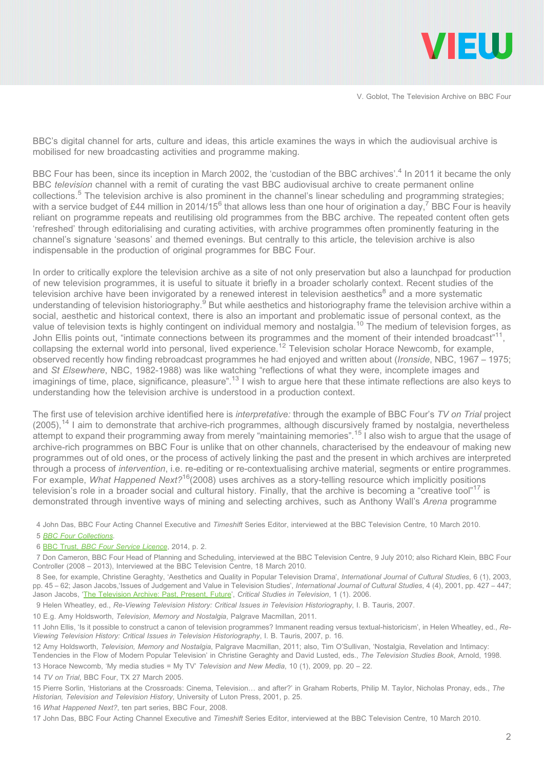BBC's digital channel for arts, culture and ideas, this article examines the ways in which the audiovisual archive is mobilised for new broadcasting activities and programme making.

BBC Four has been, since its inception in March 2002, the 'custodian of the BBC archives'.[4] In 2011 it became the only BBC *television* channel with a remit of curating the vast BBC audiovisual archive to create permanent online collections.[5] The television archive is also prominent in the channel's linear scheduling and programming strategies; with a service budget of £44 million in 2014/15[6] that allows less than one hour of origination a day,[7] BBC Four is heavily reliant on programme repeats and reutilising old programmes from the BBC archive. The repeated content often gets 'refreshed' through editorialising and curating activities, with archive programmes often prominently featuring in the channel's signature 'seasons' and themed evenings. But centrally to this article, the television archive is also indispensable in the production of original programmes for BBC Four.

In order to critically explore the television archive as a site of not only preservation but also a launchpad for production of new television programmes, it is useful to situate it briefly in a broader scholarly context. Recent studies of the television archive have been invigorated by a renewed interest in television aesthetics[8] and a more systematic understanding of television historiography.[9] But while aesthetics and historiography frame the television archive within a social, aesthetic and historical context, there is also an important and problematic issue of personal context, as the value of television texts is highly contingent on individual memory and nostalgia.[10] The medium of television forges, as John Ellis points out, "intimate connections between its programmes and the moment of their intended broadcast"[11], collapsing the external world into personal, lived experience.[12] Television scholar Horace Newcomb, for example, observed recently how finding rebroadcast programmes he had enjoyed and written about (*Ironside*, NBC, 1967 – 1975; and *St Elsewhere*, NBC, 1982-1988) was like watching "reflections of what they were, incomplete images and imaginings of time, place, significance, pleasure".[13] I wish to argue here that these intimate reflections are also keys to understanding how the television archive is understood in a production context.

The first use of television archive identified here is *interpretative:* through the example of BBC Four's *TV on Trial* project (2005),[14] I aim to demonstrate that archive-rich programmes, although discursively framed by nostalgia, nevertheless attempt to expand their programming away from merely "maintaining memories".[15] I also wish to argue that the usage of archive-rich programmes on BBC Four is unlike that on other channels, characterised by the endeavour of making new programmes out of old ones, or the process of actively linking the past and the present in which archives are interpreted through a process of *intervention*, i.e. re-editing or re-contextualising archive material, segments or entire programmes. For example, *What Happened Next?*[16](2008) uses archives as a story-telling resource which implicitly positions television's role in a broader social and cultural history. Finally, that the archive is becoming a "creative tool"[17] is demonstrated through inventive ways of mining and selecting archives, such as Anthony Wall's *Arena* programme

4 John Das, BBC Four Acting Channel Executive and *Timeshift* Series Editor, interviewed at the BBC Television Centre, 10 March 2010.

5 *BBC Four Collections*.

6 BBC Trust, *BBC Four Service Licence*, 2014, p. 2.

7 Don Cameron, BBC Four Head of Planning and Scheduling, interviewed at the BBC Television Centre, 9 July 2010; also Richard Klein, BBC Four Controller (2008 – 2013), Interviewed at the BBC Television Centre, 18 March 2010.

8 See, for example, Christine Geraghty, 'Aesthetics and Quality in Popular Television Drama', *International Journal of Cultural Studies*, 6 (1), 2003, pp. 45 – 62; Jason Jacobs,'Issues of Judgement and Value in Television Studies', *International Journal of Cultural Studies*, 4 (4), 2001, pp. 427 – 447; Jason Jacobs, 'The Television Archive: Past, Present, Future', *Critical Studies in Television*, 1 (1). 2006.

9 Helen Wheatley, ed., *Re-Viewing Television History: Critical Issues in Television Historiography*, I. B. Tauris, 2007.

10 E.g. Amy Holdsworth, *Television, Memory and Nostalgia*, Palgrave Macmillan, 2011.

11 John Ellis, 'Is it possible to construct a canon of television programmes? Immanent reading versus textual-historicism', in Helen Wheatley, ed., *Re-Viewing Television History: Critical Issues in Television Historiography*, I. B. Tauris, 2007, p. 16.

12 Amy Holdsworth, *Television, Memory and Nostalgia*, Palgrave Macmillan, 2011; also, Tim O'Sullivan, 'Nostalgia, Revelation and Intimacy: Tendencies in the Flow of Modern Popular Television' in Christine Geraghty and David Lusted, eds., *The Television Studies Book*, Arnold, 1998.

13 Horace Newcomb, 'My media studies = My TV' *Television and New Media*, 10 (1), 2009, pp. 20 – 22.

14 *TV on Trial*, BBC Four, TX 27 March 2005.

15 Pierre Sorlin, 'Historians at the Crossroads: Cinema, Television… and after?' in Graham Roberts, Philip M. Taylor, Nicholas Pronay, eds., *The Historian, Television and Television History*, University of Luton Press, 2001, p. 25.

16 *What Happened Next?*, ten part series, BBC Four, 2008.

17 John Das, BBC Four Acting Channel Executive and *Timeshift* Series Editor, interviewed at the BBC Television Centre, 10 March 2010.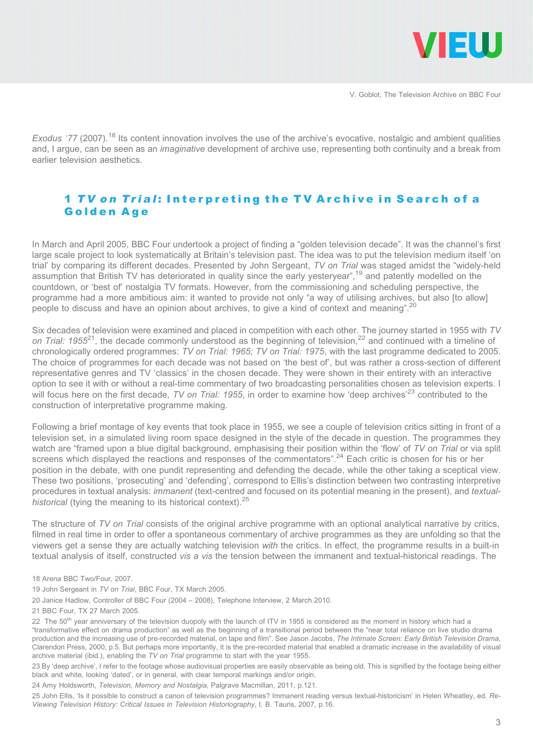*Exodus '77* (2007).[18] Its content innovation involves the use of the archive's evocative, nostalgic and ambient qualities and, I argue, can be seen as an *imaginative* development of archive use, representing both continuity and a break from earlier television aesthetics.

## 1 *TV on Trial*: Interpreting the TV Archive in Search of a Golden Age

In March and April 2005, BBC Four undertook a project of finding a "golden television decade". It was the channel's first large scale project to look systematically at Britain's television past. The idea was to put the television medium itself 'on trial' by comparing its different decades. Presented by John Sergeant, *TV on Trial* was staged amidst the "widely-held assumption that British TV has deteriorated in quality since the early yesteryear",[19] and patently modelled on the countdown, or 'best of' nostalgia TV formats. However, from the commissioning and scheduling perspective, the programme had a more ambitious aim: it wanted to provide not only "a way of utilising archives, but also [to allow] people to discuss and have an opinion about archives, to give a kind of context and meaning".[20]

Six decades of television were examined and placed in competition with each other. The journey started in 1955 with *TV on Trial: 1955*[21], the decade commonly understood as the beginning of television,[22] and continued with a timeline of chronologically ordered programmes: *TV on Trial: 1965; TV on Trial: 1975*, with the last programme dedicated to 2005. The choice of programmes for each decade was not based on 'the best of', but was rather a cross-section of different representative genres and TV 'classics' in the chosen decade. They were shown in their entirety with an interactive option to see it with or without a real-time commentary of two broadcasting personalities chosen as television experts. I will focus here on the first decade, *TV on Trial: 1955*, in order to examine how 'deep archives'[23] contributed to the construction of interpretative programme making.

Following a brief montage of key events that took place in 1955, we see a couple of television critics sitting in front of a television set, in a simulated living room space designed in the style of the decade in question. The programmes they watch are "framed upon a blue digital background, emphasising their position within the 'flow' of *TV on Trial* or via split screens which displayed the reactions and responses of the commentators".[24] Each critic is chosen for his or her position in the debate, with one pundit representing and defending the decade, while the other taking a sceptical view. These two positions, 'prosecuting' and 'defending', correspond to Ellis's distinction between two contrasting interpretive procedures in textual analysis: *immanent* (text-centred and focused on its potential meaning in the present), and *textual-historical* (tying the meaning to its historical context).[25]

The structure of *TV on Trial* consists of the original archive programme with an optional analytical narrative by critics, filmed in real time in order to offer a spontaneous commentary of archive programmes as they are unfolding so that the viewers get a sense they are actually watching television *with* the critics. In effect, the programme results in a built-in textual analysis of itself, constructed *vis a vis* the tension between the immanent and textual-historical readings. The

18 Arena BBC Two/Four, 2007.

19 John Sergeant in *TV on Trial*, BBC Four, TX March 2005.

20 Janice Hadlow, Controller of BBC Four (2004 – 2008), Telephone Interview, 2 March 2010.

21 BBC Four, TX 27 March 2005.

22 The 50th year anniversary of the television duopoly with the launch of ITV in 1955 is considered as the moment in history which had a "transformative effect on drama production" as well as the beginning of a transitional period between the "near total reliance on live studio drama production and the increasing use of pre-recorded material, on tape and film". See Jason Jacobs, *The Intimate Screen: Early British Television Drama*, Clarendon Press, 2000, p.5. But perhaps more importantly, it is the pre-recorded material that enabled a dramatic increase in the availability of visual archive material (ibid.), enabling the *TV on Trial* programme to start with the year 1955.

23 By 'deep archive', I refer to the footage whose audiovisual properties are easily observable as being old. This is signified by the footage being either black and white, looking 'dated', or in general, with clear temporal markings and/or origin.

24 Amy Holdsworth, *Television, Memory and Nostalgia*, Palgrave Macmillan, 2011, p.121.

25 John Ellis, 'Is it possible to construct a canon of television programmes? Immanent reading versus textual-historicism' in Helen Wheatley, ed. *Re-Viewing Television History: Critical Issues in Television Historiography*, I. B. Tauris, 2007, p.16.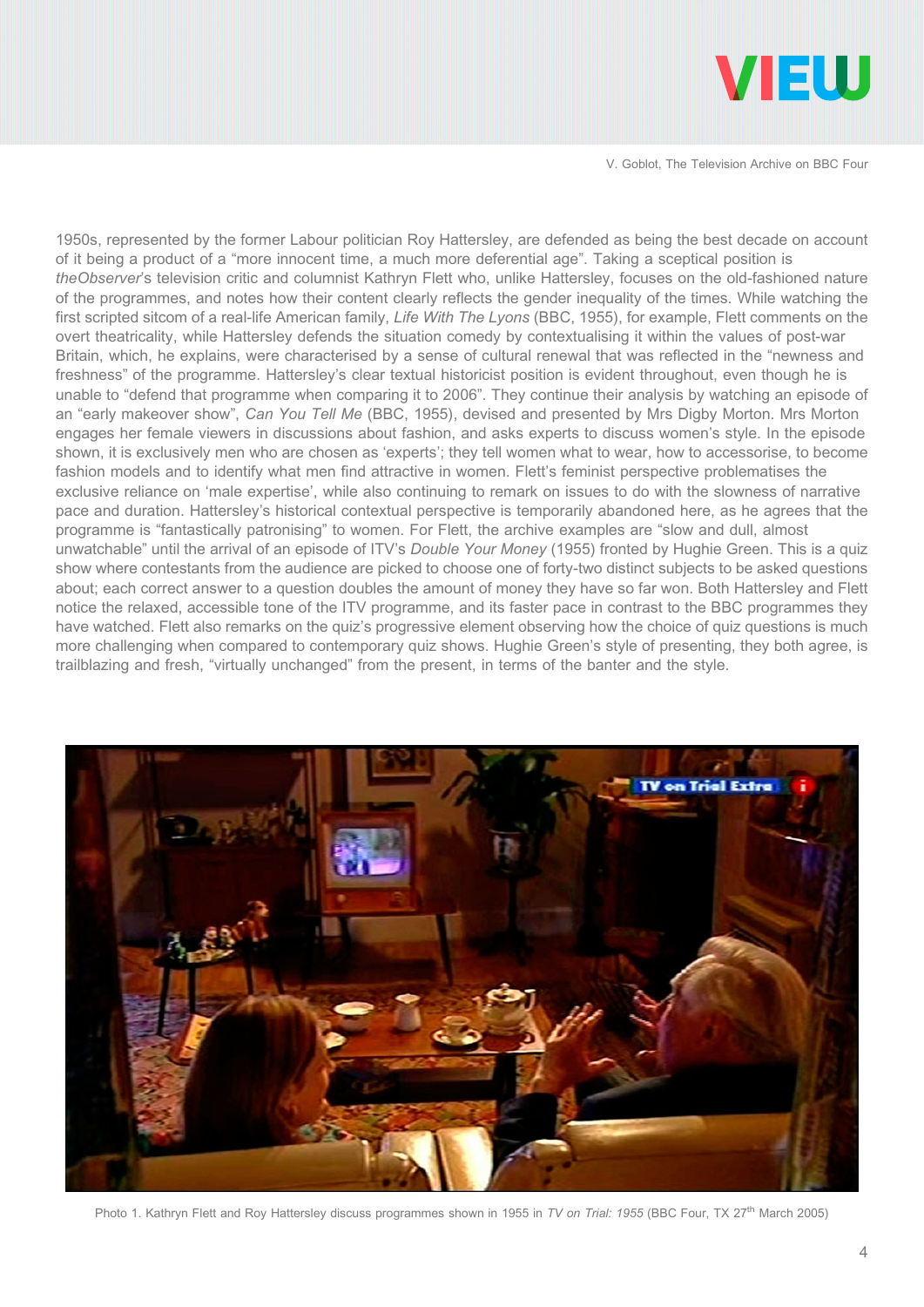1950s, represented by the former Labour politician Roy Hattersley, are defended as being the best decade on account of it being a product of a “more innocent time, a much more deferential age”. Taking a sceptical position is *theObserver*’s television critic and columnist Kathryn Flett who, unlike Hattersley, focuses on the old-fashioned nature of the programmes, and notes how their content clearly reflects the gender inequality of the times. While watching the first scripted sitcom of a real-life American family, *Life With The Lyons* (BBC, 1955), for example, Flett comments on the overt theatricality, while Hattersley defends the situation comedy by contextualising it within the values of post-war Britain, which, he explains, were characterised by a sense of cultural renewal that was reflected in the “newness and freshness” of the programme. Hattersley’s clear textual historicist position is evident throughout, even though he is unable to “defend that programme when comparing it to 2006”. They continue their analysis by watching an episode of an “early makeover show”, *Can You Tell Me* (BBC, 1955), devised and presented by Mrs Digby Morton. Mrs Morton engages her female viewers in discussions about fashion, and asks experts to discuss women’s style. In the episode shown, it is exclusively men who are chosen as ‘experts’; they tell women what to wear, how to accessorise, to become fashion models and to identify what men find attractive in women. Flett’s feminist perspective problematises the exclusive reliance on ‘male expertise’, while also continuing to remark on issues to do with the slowness of narrative pace and duration. Hattersley’s historical contextual perspective is temporarily abandoned here, as he agrees that the programme is “fantastically patronising” to women. For Flett, the archive examples are “slow and dull, almost unwatchable” until the arrival of an episode of ITV’s *Double Your Money* (1955) fronted by Hughie Green. This is a quiz show where contestants from the audience are picked to choose one of forty-two distinct subjects to be asked questions about; each correct answer to a question doubles the amount of money they have so far won. Both Hattersley and Flett notice the relaxed, accessible tone of the ITV programme, and its faster pace in contrast to the BBC programmes they have watched. Flett also remarks on the quiz’s progressive element observing how the choice of quiz questions is much more challenging when compared to contemporary quiz shows. Hughie Green’s style of presenting, they both agree, is trailblazing and fresh, “virtually unchanged” from the present, in terms of the banter and the style.

Photo 1. Kathryn Flett and Roy Hattersley discuss programmes shown in 1955 in *TV on Trial: 1955* (BBC Four, TX 27th March 2005)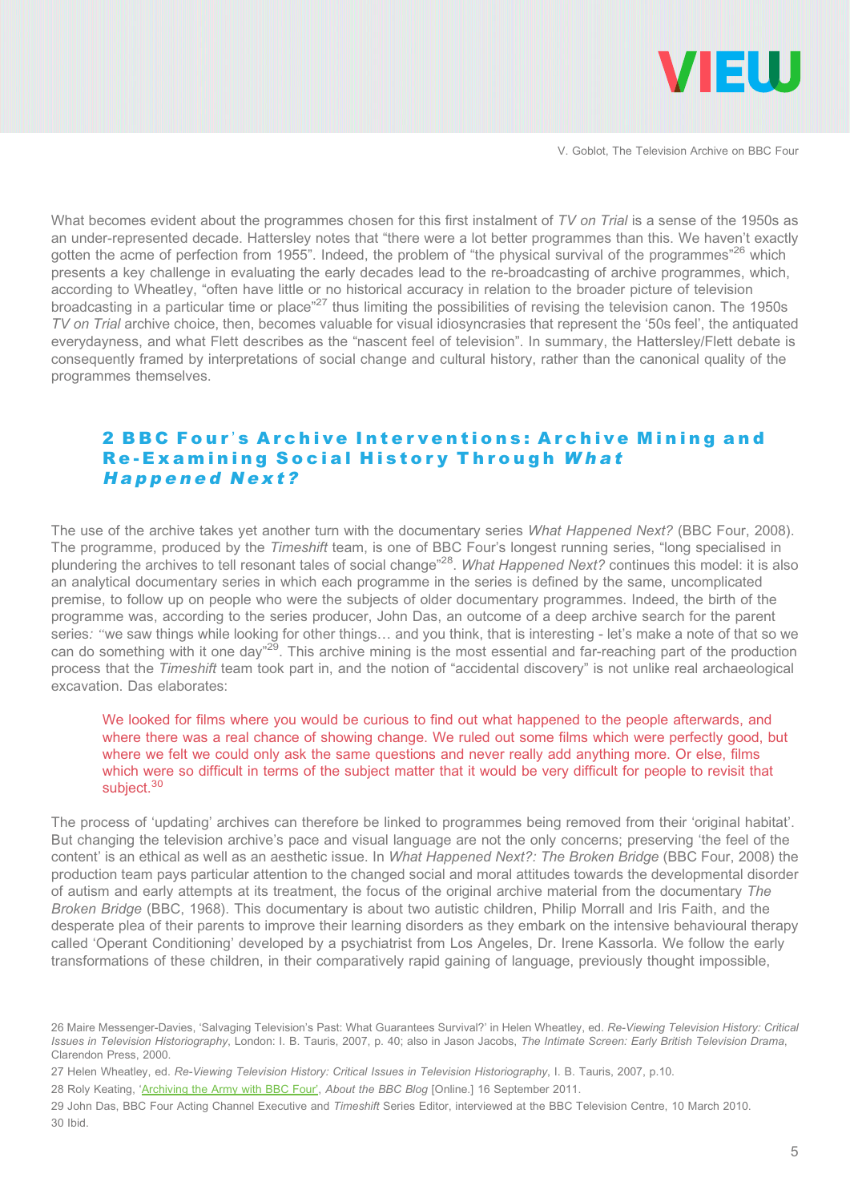What becomes evident about the programmes chosen for this first instalment of *TV on Trial* is a sense of the 1950s as an under-represented decade. Hattersley notes that "there were a lot better programmes than this. We haven't exactly gotten the acme of perfection from 1955". Indeed, the problem of "the physical survival of the programmes"[26] which presents a key challenge in evaluating the early decades lead to the re-broadcasting of archive programmes, which, according to Wheatley, "often have little or no historical accuracy in relation to the broader picture of television broadcasting in a particular time or place"[27] thus limiting the possibilities of revising the television canon. The 1950s *TV on Trial* archive choice, then, becomes valuable for visual idiosyncrasies that represent the '50s feel', the antiquated everydayness, and what Flett describes as the "nascent feel of television". In summary, the Hattersley/Flett debate is consequently framed by interpretations of social change and cultural history, rather than the canonical quality of the programmes themselves.

## 2 BBC Four's Archive Interventions: Archive Mining and Re-Examining Social History Through *What Happened Next?*

The use of the archive takes yet another turn with the documentary series *What Happened Next?* (BBC Four, 2008). The programme, produced by the *Timeshift* team, is one of BBC Four's longest running series, "long specialised in plundering the archives to tell resonant tales of social change"[28]. *What Happened Next?* continues this model: it is also an analytical documentary series in which each programme in the series is defined by the same, uncomplicated premise, to follow up on people who were the subjects of older documentary programmes. Indeed, the birth of the programme was, according to the series producer, John Das, an outcome of a deep archive search for the parent series*:* "we saw things while looking for other things… and you think, that is interesting - let's make a note of that so we can do something with it one day"[29]. This archive mining is the most essential and far-reaching part of the production process that the *Timeshift* team took part in, and the notion of "accidental discovery" is not unlike real archaeological excavation. Das elaborates:

> We looked for films where you would be curious to find out what happened to the people afterwards, and where there was a real chance of showing change. We ruled out some films which were perfectly good, but where we felt we could only ask the same questions and never really add anything more. Or else, films which were so difficult in terms of the subject matter that it would be very difficult for people to revisit that subject.[30]

The process of 'updating' archives can therefore be linked to programmes being removed from their 'original habitat'. But changing the television archive's pace and visual language are not the only concerns; preserving 'the feel of the content' is an ethical as well as an aesthetic issue. In *What Happened Next?: The Broken Bridge* (BBC Four, 2008) the production team pays particular attention to the changed social and moral attitudes towards the developmental disorder of autism and early attempts at its treatment, the focus of the original archive material from the documentary *The Broken Bridge* (BBC, 1968). This documentary is about two autistic children, Philip Morrall and Iris Faith, and the desperate plea of their parents to improve their learning disorders as they embark on the intensive behavioural therapy called 'Operant Conditioning' developed by a psychiatrist from Los Angeles, Dr. Irene Kassorla. We follow the early transformations of these children, in their comparatively rapid gaining of language, previously thought impossible,

26 Maire Messenger-Davies, 'Salvaging Television's Past: What Guarantees Survival?' in Helen Wheatley, ed. *Re-Viewing Television History: Critical Issues in Television Historiography*, London: I. B. Tauris, 2007, p. 40; also in Jason Jacobs, *The Intimate Screen: Early British Television Drama*, Clarendon Press, 2000.

27 Helen Wheatley, ed. *Re-Viewing Television History: Critical Issues in Television Historiography*, I. B. Tauris, 2007, p.10.

28 Roly Keating, 'Archiving the Army with BBC Four', *About the BBC Blog* [Online.] 16 September 2011.

29 John Das, BBC Four Acting Channel Executive and *Timeshift* Series Editor, interviewed at the BBC Television Centre, 10 March 2010.

30 Ibid.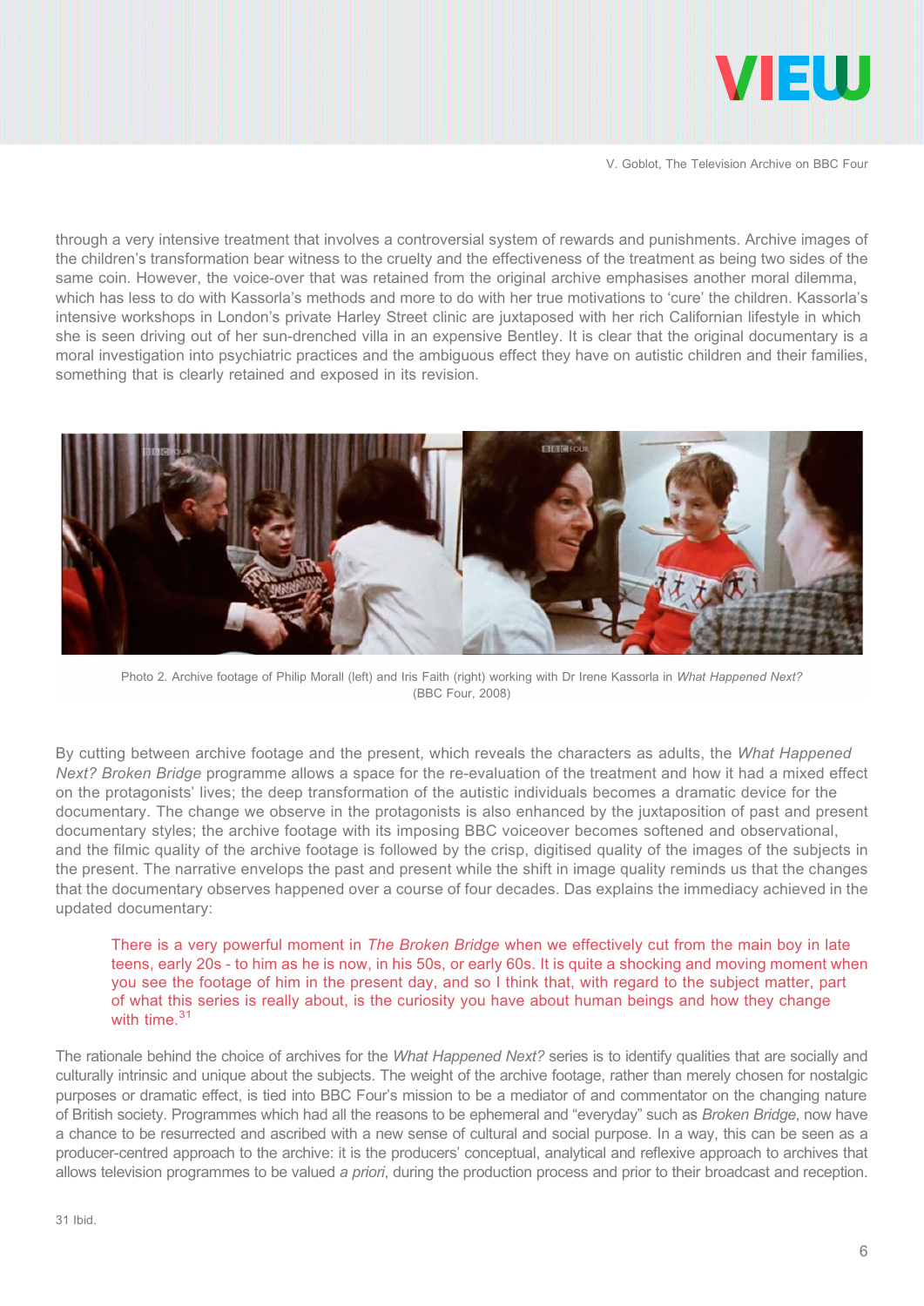through a very intensive treatment that involves a controversial system of rewards and punishments. Archive images of the children's transformation bear witness to the cruelty and the effectiveness of the treatment as being two sides of the same coin. However, the voice-over that was retained from the original archive emphasises another moral dilemma, which has less to do with Kassorla's methods and more to do with her true motivations to 'cure' the children. Kassorla's intensive workshops in London's private Harley Street clinic are juxtaposed with her rich Californian lifestyle in which she is seen driving out of her sun-drenched villa in an expensive Bentley. It is clear that the original documentary is a moral investigation into psychiatric practices and the ambiguous effect they have on autistic children and their families, something that is clearly retained and exposed in its revision.

Photo 2. Archive footage of Philip Morall (left) and Iris Faith (right) working with Dr Irene Kassorla in *What Happened Next?* (BBC Four, 2008)

By cutting between archive footage and the present, which reveals the characters as adults, the *What Happened Next? Broken Bridge* programme allows a space for the re-evaluation of the treatment and how it had a mixed effect on the protagonists' lives; the deep transformation of the autistic individuals becomes a dramatic device for the documentary. The change we observe in the protagonists is also enhanced by the juxtaposition of past and present documentary styles; the archive footage with its imposing BBC voiceover becomes softened and observational, and the filmic quality of the archive footage is followed by the crisp, digitised quality of the images of the subjects in the present. The narrative envelops the past and present while the shift in image quality reminds us that the changes that the documentary observes happened over a course of four decades. Das explains the immediacy achieved in the updated documentary:

> There is a very powerful moment in *The Broken Bridge* when we effectively cut from the main boy in late teens, early 20s - to him as he is now, in his 50s, or early 60s. It is quite a shocking and moving moment when you see the footage of him in the present day, and so I think that, with regard to the subject matter, part of what this series is really about, is the curiosity you have about human beings and how they change with time.[31]

The rationale behind the choice of archives for the *What Happened Next?* series is to identify qualities that are socially and culturally intrinsic and unique about the subjects. The weight of the archive footage, rather than merely chosen for nostalgic purposes or dramatic effect, is tied into BBC Four's mission to be a mediator of and commentator on the changing nature of British society. Programmes which had all the reasons to be ephemeral and "everyday" such as *Broken Bridge*, now have a chance to be resurrected and ascribed with a new sense of cultural and social purpose. In a way, this can be seen as a producer-centred approach to the archive: it is the producers' conceptual, analytical and reflexive approach to archives that allows television programmes to be valued *a priori*, during the production process and prior to their broadcast and reception.

31 Ibid.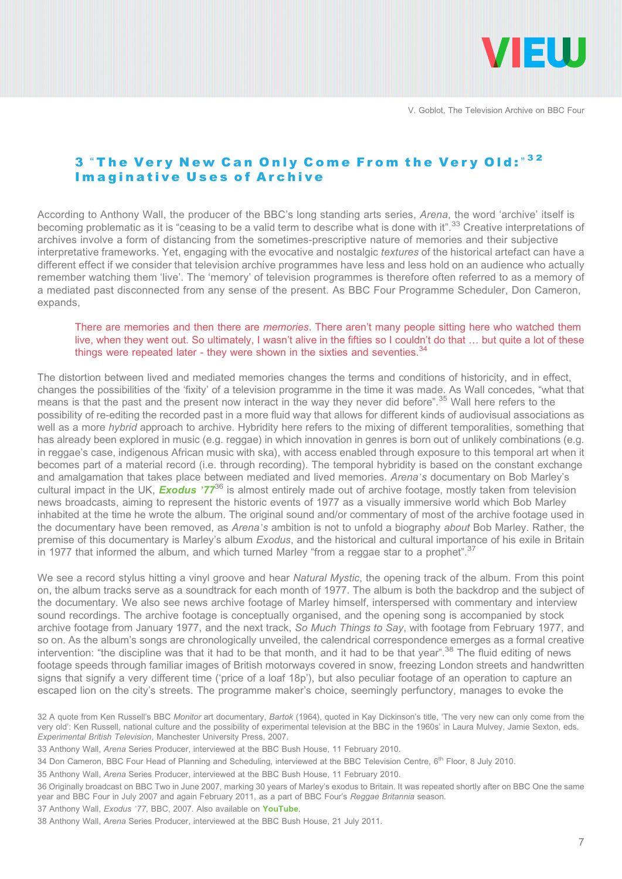## 3 "The Very New Can Only Come From the Very Old:"[32] Imaginative Uses of Archive

According to Anthony Wall, the producer of the BBC's long standing arts series, *Arena*, the word 'archive' itself is becoming problematic as it is "ceasing to be a valid term to describe what is done with it".[33] Creative interpretations of archives involve a form of distancing from the sometimes-prescriptive nature of memories and their subjective interpretative frameworks. Yet, engaging with the evocative and nostalgic *textures* of the historical artefact can have a different effect if we consider that television archive programmes have less and less hold on an audience who actually remember watching them 'live'. The 'memory' of television programmes is therefore often referred to as a memory of a mediated past disconnected from any sense of the present. As BBC Four Programme Scheduler, Don Cameron, expands,

> There are memories and then there are *memories*. There aren't many people sitting here who watched them live, when they went out. So ultimately, I wasn't alive in the fifties so I couldn't do that … but quite a lot of these things were repeated later - they were shown in the sixties and seventies.[34]

The distortion between lived and mediated memories changes the terms and conditions of historicity, and in effect, changes the possibilities of the 'fixity' of a television programme in the time it was made. As Wall concedes, "what that means is that the past and the present now interact in the way they never did before".[35] Wall here refers to the possibility of re-editing the recorded past in a more fluid way that allows for different kinds of audiovisual associations as well as a more *hybrid* approach to archive. Hybridity here refers to the mixing of different temporalities, something that has already been explored in music (e.g. reggae) in which innovation in genres is born out of unlikely combinations (e.g. in reggae's case, indigenous African music with ska), with access enabled through exposure to this temporal art when it becomes part of a material record (i.e. through recording). The temporal hybridity is based on the constant exchange and amalgamation that takes place between mediated and lived memories. *Arena's* documentary on Bob Marley's cultural impact in the UK, ***Exodus '77***[36] is almost entirely made out of archive footage, mostly taken from television news broadcasts, aiming to represent the historic events of 1977 as a visually immersive world which Bob Marley inhabited at the time he wrote the album. The original sound and/or commentary of most of the archive footage used in the documentary have been removed, as *Arena's* ambition is not to unfold a biography *about* Bob Marley. Rather, the premise of this documentary is Marley's album *Exodus*, and the historical and cultural importance of his exile in Britain in 1977 that informed the album, and which turned Marley "from a reggae star to a prophet".[37]

We see a record stylus hitting a vinyl groove and hear *Natural Mystic*, the opening track of the album. From this point on, the album tracks serve as a soundtrack for each month of 1977. The album is both the backdrop and the subject of the documentary. We also see news archive footage of Marley himself, interspersed with commentary and interview sound recordings. The archive footage is conceptually organised, and the opening song is accompanied by stock archive footage from January 1977, and the next track, *So Much Things to Say*, with footage from February 1977, and so on. As the album's songs are chronologically unveiled, the calendrical correspondence emerges as a formal creative intervention: "the discipline was that it had to be that month, and it had to be that year".[38] The fluid editing of news footage speeds through familiar images of British motorways covered in snow, freezing London streets and handwritten signs that signify a very different time ('price of a loaf 18p'), but also peculiar footage of an operation to capture an escaped lion on the city's streets. The programme maker's choice, seemingly perfunctory, manages to evoke the

---

32 A quote from Ken Russell's BBC *Monitor* art documentary, *Bartok* (1964), quoted in Kay Dickinson's title, 'The very new can only come from the very old': Ken Russell, national culture and the possibility of experimental television at the BBC in the 1960s' in Laura Mulvey, Jamie Sexton, eds. *Experimental British Television*, Manchester University Press, 2007.

33 Anthony Wall, *Arena* Series Producer, interviewed at the BBC Bush House, 11 February 2010.

34 Don Cameron, BBC Four Head of Planning and Scheduling, interviewed at the BBC Television Centre, 6th Floor, 8 July 2010.

35 Anthony Wall, *Arena* Series Producer, interviewed at the BBC Bush House, 11 February 2010.

36 Originally broadcast on BBC Two in June 2007, marking 30 years of Marley's exodus to Britain. It was repeated shortly after on BBC One the same year and BBC Four in July 2007 and again February 2011, as a part of BBC Four's *Reggae Britannia* season.

37 Anthony Wall, *Exodus '77*, BBC, 2007. Also available on **YouTube**.

38 Anthony Wall, *Arena* Series Producer, interviewed at the BBC Bush House, 21 July 2011.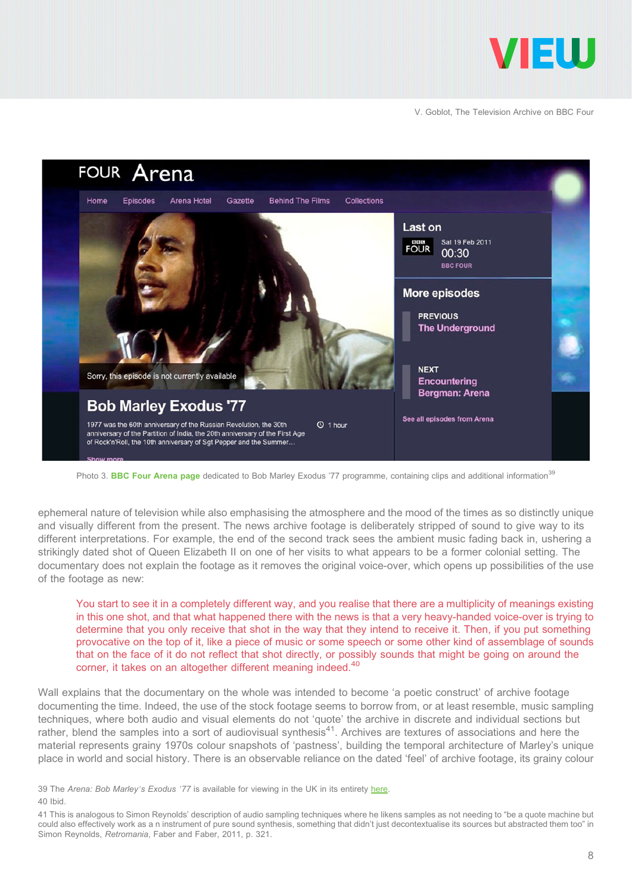Photo 3. **BBC Four Arena page** dedicated to Bob Marley Exodus '77 programme, containing clips and additional information[39]

ephemeral nature of television while also emphasising the atmosphere and the mood of the times as so distinctly unique and visually different from the present. The news archive footage is deliberately stripped of sound to give way to its different interpretations. For example, the end of the second track sees the ambient music fading back in, ushering a strikingly dated shot of Queen Elizabeth II on one of her visits to what appears to be a former colonial setting. The documentary does not explain the footage as it removes the original voice-over, which opens up possibilities of the use of the footage as new:

> You start to see it in a completely different way, and you realise that there are a multiplicity of meanings existing in this one shot, and that what happened there with the news is that a very heavy-handed voice-over is trying to determine that you only receive that shot in the way that they intend to receive it. Then, if you put something provocative on the top of it, like a piece of music or some speech or some other kind of assemblage of sounds that on the face of it do not reflect that shot directly, or possibly sounds that might be going on around the corner, it takes on an altogether different meaning indeed.[40]

Wall explains that the documentary on the whole was intended to become 'a poetic construct' of archive footage documenting the time. Indeed, the use of the stock footage seems to borrow from, or at least resemble, music sampling techniques, where both audio and visual elements do not 'quote' the archive in discrete and individual sections but rather, blend the samples into a sort of audiovisual synthesis[41]. Archives are textures of associations and here the material represents grainy 1970s colour snapshots of 'pastness', building the temporal architecture of Marley's unique place in world and social history. There is an observable reliance on the dated 'feel' of archive footage, its grainy colour

39 The *Arena: Bob Marley's Exodus '77* is available for viewing in the UK in its entirety here.

40 Ibid.

41 This is analogous to Simon Reynolds' description of audio sampling techniques where he likens samples as not needing to "be a quote machine but could also effectively work as a n instrument of pure sound synthesis, something that didn't just decontextualise its sources but abstracted them too" in Simon Reynolds, *Retromania*, Faber and Faber, 2011, p. 321.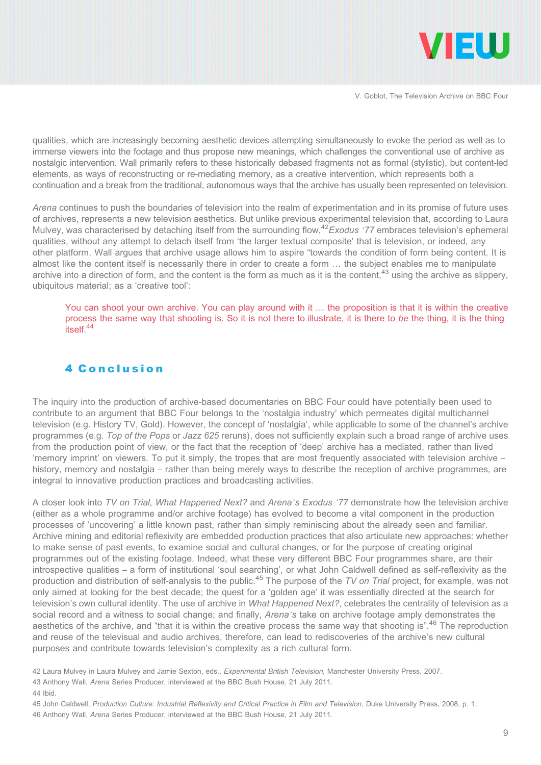qualities, which are increasingly becoming aesthetic devices attempting simultaneously to evoke the period as well as to immerse viewers into the footage and thus propose new meanings, which challenges the conventional use of archive as nostalgic intervention. Wall primarily refers to these historically debased fragments not as formal (stylistic), but content-led elements, as ways of reconstructing or re-mediating memory, as a creative intervention, which represents both a continuation and a break from the traditional, autonomous ways that the archive has usually been represented on television.

*Arena* continues to push the boundaries of television into the realm of experimentation and in its promise of future uses of archives, represents a new television aesthetics. But unlike previous experimental television that, according to Laura Mulvey, was characterised by detaching itself from the surrounding flow,[42] *Exodus '77* embraces television's ephemeral qualities, without any attempt to detach itself from 'the larger textual composite' that is television, or indeed, any other platform. Wall argues that archive usage allows him to aspire "towards the condition of form being content. It is almost like the content itself is necessarily there in order to create a form … the subject enables me to manipulate archive into a direction of form, and the content is the form as much as it is the content,[43] using the archive as slippery, ubiquitous material; as a 'creative tool':

> You can shoot your own archive. You can play around with it … the proposition is that it is within the creative process the same way that shooting is. So it is not there to illustrate, it is there to *be* the thing, it is the thing itself.[44]

## 4 Conclusion

The inquiry into the production of archive-based documentaries on BBC Four could have potentially been used to contribute to an argument that BBC Four belongs to the 'nostalgia industry' which permeates digital multichannel television (e.g. History TV, Gold). However, the concept of 'nostalgia', while applicable to some of the channel's archive programmes (e.g. *Top of the Pops* or *Jazz 625* reruns), does not sufficiently explain such a broad range of archive uses from the production point of view, or the fact that the reception of 'deep' archive has a mediated, rather than lived 'memory imprint' on viewers. To put it simply, the tropes that are most frequently associated with television archive – history, memory and nostalgia – rather than being merely ways to describe the reception of archive programmes, are integral to innovative production practices and broadcasting activities.

A closer look into *TV on Trial, What Happened Next?* and *Arena's Exodus '77* demonstrate how the television archive (either as a whole programme and/or archive footage) has evolved to become a vital component in the production processes of 'uncovering' a little known past, rather than simply reminiscing about the already seen and familiar. Archive mining and editorial reflexivity are embedded production practices that also articulate new approaches: whether to make sense of past events, to examine social and cultural changes, or for the purpose of creating original programmes out of the existing footage. Indeed, what these very different BBC Four programmes share, are their introspective qualities – a form of institutional 'soul searching', or what John Caldwell defined as self-reflexivity as the production and distribution of self-analysis to the public.[45] The purpose of the *TV on Trial* project, for example, was not only aimed at looking for the best decade; the quest for a 'golden age' it was essentially directed at the search for television's own cultural identity. The use of archive in *What Happened Next?*, celebrates the centrality of television as a social record and a witness to social change; and finally, *Arena's* take on archive footage amply demonstrates the aesthetics of the archive, and "that it is within the creative process the same way that shooting is".[46] The reproduction and reuse of the televisual and audio archives, therefore, can lead to rediscoveries of the archive's new cultural purposes and contribute towards television's complexity as a rich cultural form.

42 Laura Mulvey in Laura Mulvey and Jamie Sexton, eds., *Experimental British Television*, Manchester University Press, 2007.

43 Anthony Wall, *Arena* Series Producer, interviewed at the BBC Bush House, 21 July 2011.

44 Ibid.

45 John Caldwell, *Production Culture: Industrial Reflexivity and Critical Practice in Film and Television*, Duke University Press, 2008, p. 1.

46 Anthony Wall, *Arena* Series Producer, interviewed at the BBC Bush House, 21 July 2011.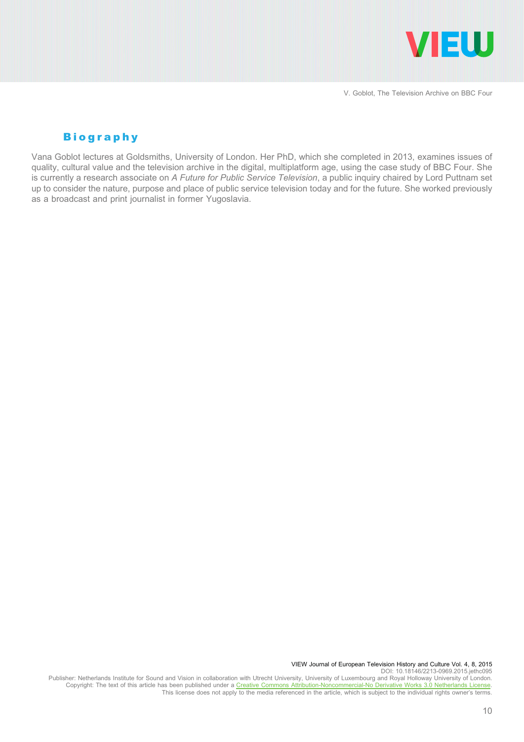## Biography

Vana Goblot lectures at Goldsmiths, University of London. Her PhD, which she completed in 2013, examines issues of quality, cultural value and the television archive in the digital, multiplatform age, using the case study of BBC Four. She is currently a research associate on *A Future for Public Service Television*, a public inquiry chaired by Lord Puttnam set up to consider the nature, purpose and place of public service television today and for the future. She worked previously as a broadcast and print journalist in former Yugoslavia.